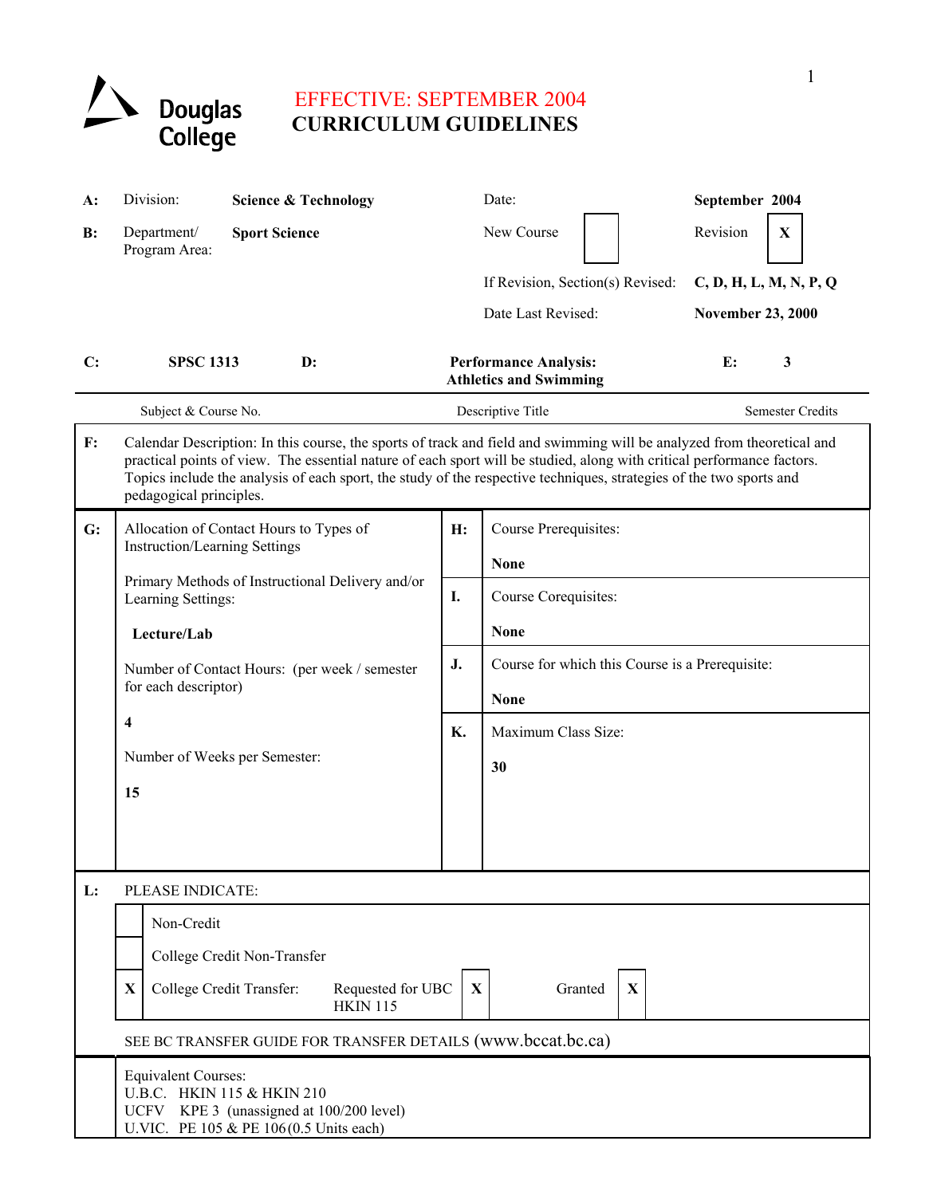Douglas College

**EFFECTIVE: SEPTEMBER 2004**
# CURRICULUM GUIDELINES

| | | | | |
|---|---|---|---|---|
| **A:** | Division: | **Science & Technology** | Date: | **September 2004** |
| **B:** | Department/ Program Area: | **Sport Science** | New Course [ ] | Revision [X] |
| | | | If Revision, Section(s) Revised: | **C, D, H, L, M, N, P, Q** |
| | | | Date Last Revised: | **November 23, 2000** |

| | | | | | |
|---|---|---|---|---|---|
| **C:** | **SPSC 1313** | **D:** | **Performance Analysis: Athletics and Swimming** | **E:** | **3** |
| | Subject & Course No. | | Descriptive Title | | Semester Credits |

**F:** Calendar Description: In this course, the sports of track and field and swimming will be analyzed from theoretical and practical points of view. The essential nature of each sport will be studied, along with critical performance factors. Topics include the analysis of each sport, the study of the respective techniques, strategies of the two sports and pedagogical principles.

**G:** Allocation of Contact Hours to Types of Instruction/Learning Settings

Primary Methods of Instructional Delivery and/or Learning Settings:

**Lecture/Lab**

Number of Contact Hours: (per week / semester for each descriptor)

**4**

Number of Weeks per Semester:

**15**

**H:** Course Prerequisites:

**None**

**I.** Course Corequisites:

**None**

**J.** Course for which this Course is a Prerequisite:

**None**

**K.** Maximum Class Size:

**30**

**L:** PLEASE INDICATE:

- [ ] Non-Credit
- [ ] College Credit Non-Transfer
- [X] College Credit Transfer: Requested for UBC HKIN 115 [X] Granted [X]

SEE BC TRANSFER GUIDE FOR TRANSFER DETAILS (www.bccat.bc.ca)

Equivalent Courses:
U.B.C. HKIN 115 & HKIN 210
UCFV KPE 3 (unassigned at 100/200 level)
U.VIC. PE 105 & PE 106 (0.5 Units each)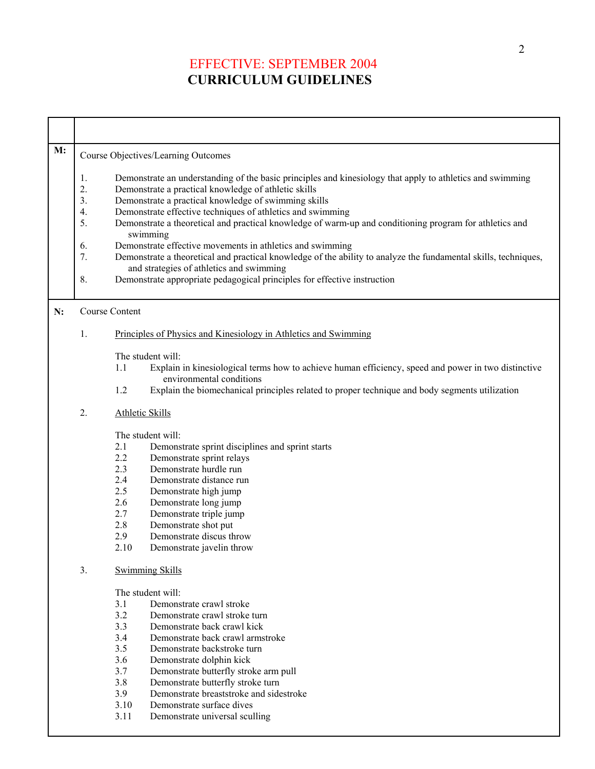# EFFECTIVE: SEPTEMBER 2004
# CURRICULUM GUIDELINES

**M:** Course Objectives/Learning Outcomes

1. Demonstrate an understanding of the basic principles and kinesiology that apply to athletics and swimming
2. Demonstrate a practical knowledge of athletic skills
3. Demonstrate a practical knowledge of swimming skills
4. Demonstrate effective techniques of athletics and swimming
5. Demonstrate a theoretical and practical knowledge of warm-up and conditioning program for athletics and swimming
6. Demonstrate effective movements in athletics and swimming
7. Demonstrate a theoretical and practical knowledge of the ability to analyze the fundamental skills, techniques, and strategies of athletics and swimming
8. Demonstrate appropriate pedagogical principles for effective instruction

**N:** Course Content

1. Principles of Physics and Kinesiology in Athletics and Swimming

   The student will:
   - 1.1 Explain in kinesiological terms how to achieve human efficiency, speed and power in two distinctive environmental conditions
   - 1.2 Explain the biomechanical principles related to proper technique and body segments utilization

2. Athletic Skills

   The student will:
   - 2.1 Demonstrate sprint disciplines and sprint starts
   - 2.2 Demonstrate sprint relays
   - 2.3 Demonstrate hurdle run
   - 2.4 Demonstrate distance run
   - 2.5 Demonstrate high jump
   - 2.6 Demonstrate long jump
   - 2.7 Demonstrate triple jump
   - 2.8 Demonstrate shot put
   - 2.9 Demonstrate discus throw
   - 2.10 Demonstrate javelin throw

3. Swimming Skills

   The student will:
   - 3.1 Demonstrate crawl stroke
   - 3.2 Demonstrate crawl stroke turn
   - 3.3 Demonstrate back crawl kick
   - 3.4 Demonstrate back crawl armstroke
   - 3.5 Demonstrate backstroke turn
   - 3.6 Demonstrate dolphin kick
   - 3.7 Demonstrate butterfly stroke arm pull
   - 3.8 Demonstrate butterfly stroke turn
   - 3.9 Demonstrate breaststroke and sidestroke
   - 3.10 Demonstrate surface dives
   - 3.11 Demonstrate universal sculling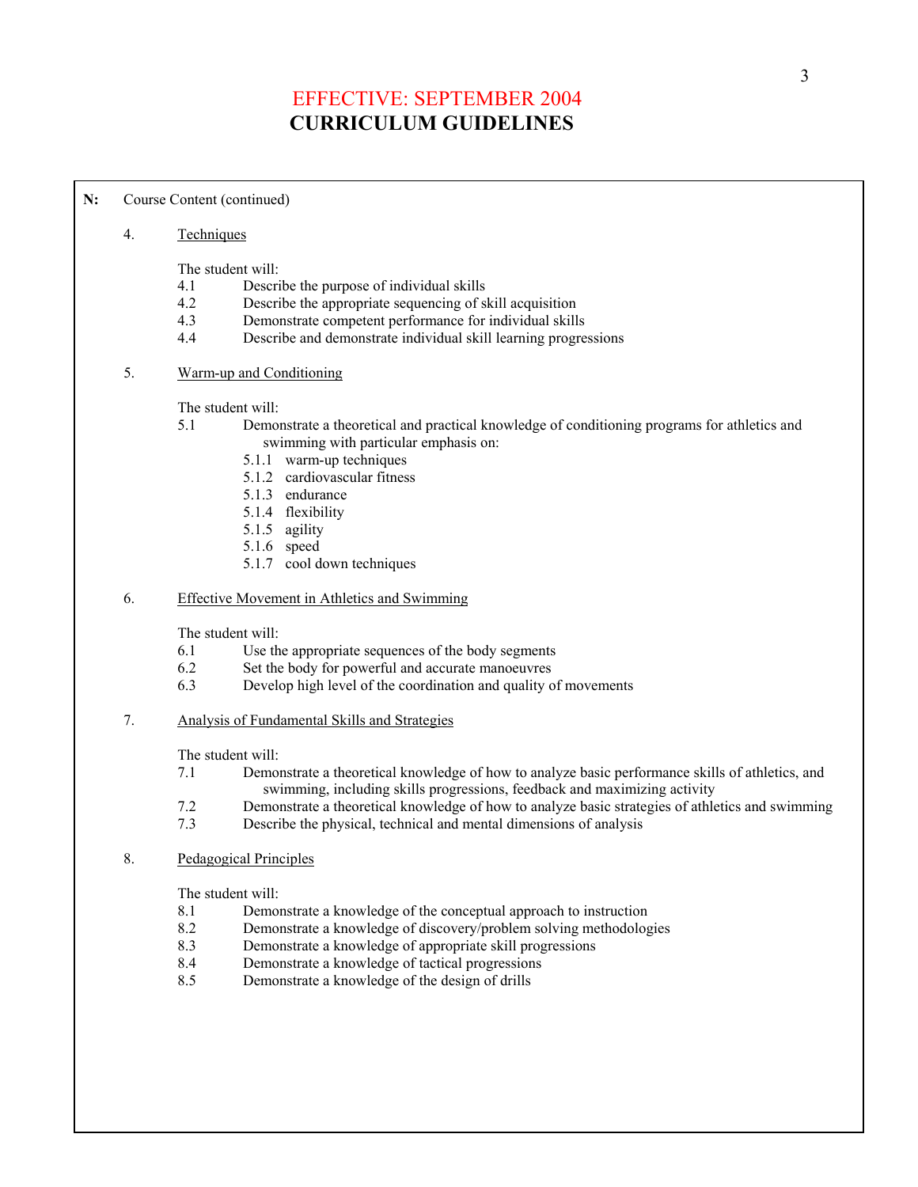# EFFECTIVE: SEPTEMBER 2004
# CURRICULUM GUIDELINES

**N:** Course Content (continued)

4. Techniques

   The student will:
   4.1 Describe the purpose of individual skills
   4.2 Describe the appropriate sequencing of skill acquisition
   4.3 Demonstrate competent performance for individual skills
   4.4 Describe and demonstrate individual skill learning progressions

5. Warm-up and Conditioning

   The student will:
   5.1 Demonstrate a theoretical and practical knowledge of conditioning programs for athletics and swimming with particular emphasis on:
      - 5.1.1 warm-up techniques
      - 5.1.2 cardiovascular fitness
      - 5.1.3 endurance
      - 5.1.4 flexibility
      - 5.1.5 agility
      - 5.1.6 speed
      - 5.1.7 cool down techniques

6. Effective Movement in Athletics and Swimming

   The student will:
   6.1 Use the appropriate sequences of the body segments
   6.2 Set the body for powerful and accurate manoeuvres
   6.3 Develop high level of the coordination and quality of movements

7. Analysis of Fundamental Skills and Strategies

   The student will:
   7.1 Demonstrate a theoretical knowledge of how to analyze basic performance skills of athletics, and swimming, including skills progressions, feedback and maximizing activity
   7.2 Demonstrate a theoretical knowledge of how to analyze basic strategies of athletics and swimming
   7.3 Describe the physical, technical and mental dimensions of analysis

8. Pedagogical Principles

   The student will:
   8.1 Demonstrate a knowledge of the conceptual approach to instruction
   8.2 Demonstrate a knowledge of discovery/problem solving methodologies
   8.3 Demonstrate a knowledge of appropriate skill progressions
   8.4 Demonstrate a knowledge of tactical progressions
   8.5 Demonstrate a knowledge of the design of drills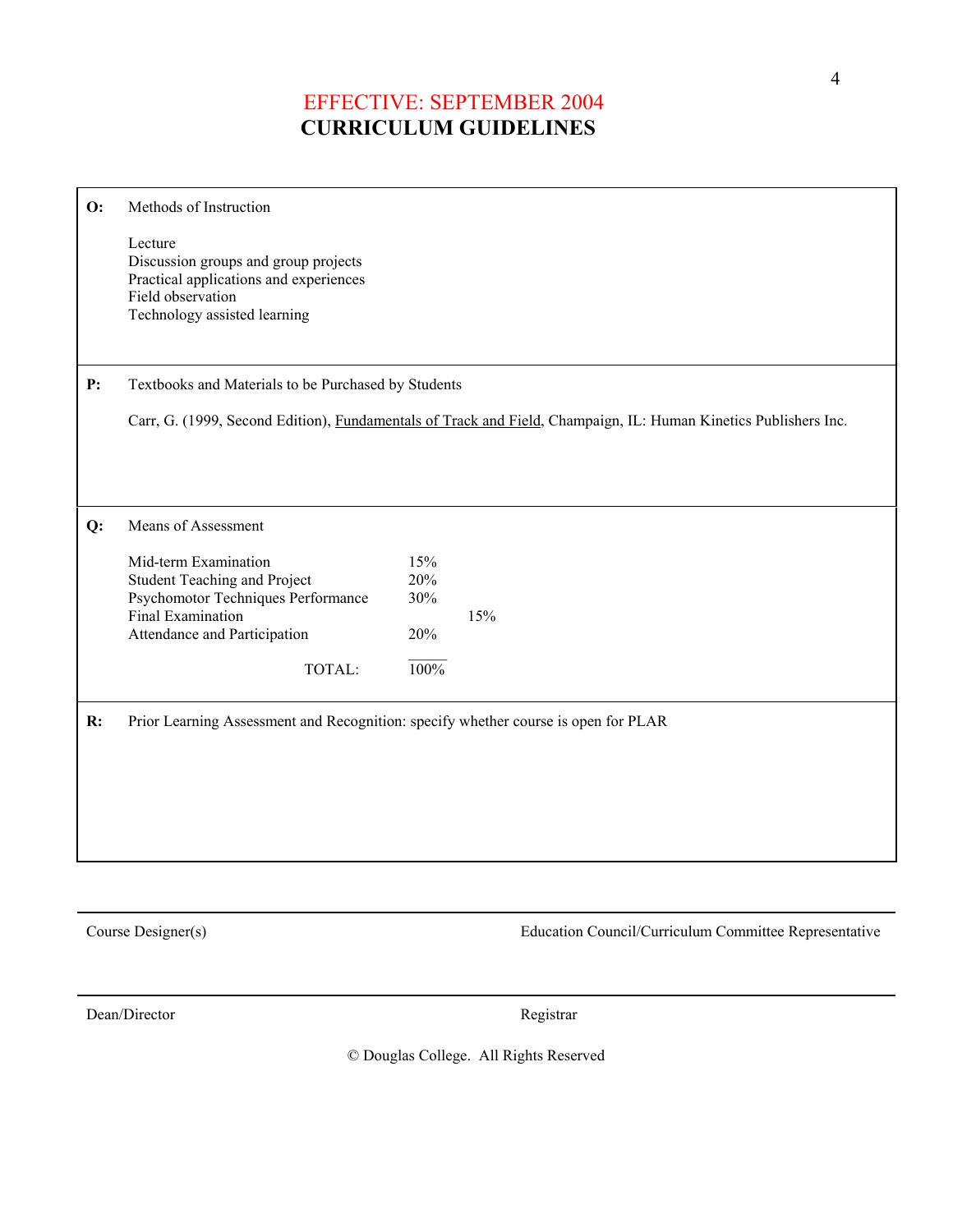EFFECTIVE: SEPTEMBER 2004

# CURRICULUM GUIDELINES

**O:** Methods of Instruction

Lecture
Discussion groups and group projects
Practical applications and experiences
Field observation
Technology assisted learning

**P:** Textbooks and Materials to be Purchased by Students

Carr, G. (1999, Second Edition), Fundamentals of Track and Field, Champaign, IL: Human Kinetics Publishers Inc.

**Q:** Means of Assessment

| | |
|---|---|
| Mid-term Examination | 15% |
| Student Teaching and Project | 20% |
| Psychomotor Techniques Performance | 30% |
| Final Examination | 15% |
| Attendance and Participation | 20% |
| TOTAL: | 100% |

**R:** Prior Learning Assessment and Recognition: specify whether course is open for PLAR

Course Designer(s)

Education Council/Curriculum Committee Representative

Dean/Director

Registrar

© Douglas College. All Rights Reserved